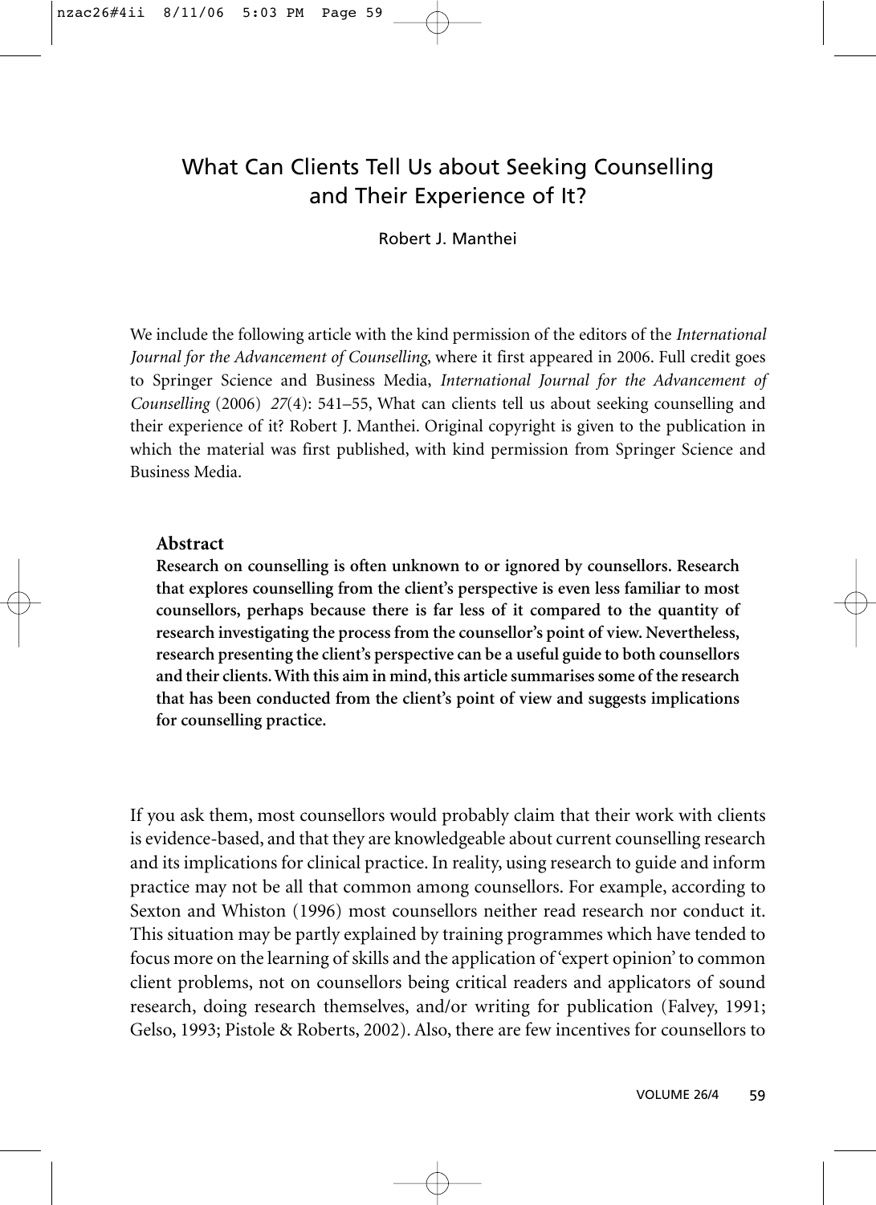# What Can Clients Tell Us about Seeking Counselling and Their Experience of It?

Robert J. Manthei

We include the following article with the kind permission of the editors of the *International Journal for the Advancement of Counselling*, where it first appeared in 2006. Full credit goes to Springer Science and Business Media, *International Journal for the Advancement of Counselling* (2006) *27*(4): 541–55, What can clients tell us about seeking counselling and their experience of it? Robert J. Manthei. Original copyright is given to the publication in which the material was first published, with kind permission from Springer Science and Business Media.

## Abstract

**Research on counselling is often unknown to or ignored by counsellors. Research that explores counselling from the client's perspective is even less familiar to most counsellors, perhaps because there is far less of it compared to the quantity of research investigating the process from the counsellor's point of view. Nevertheless, research presenting the client's perspective can be a useful guide to both counsellors and their clients. With this aim in mind, this article summarises some of the research that has been conducted from the client's point of view and suggests implications for counselling practice.**

If you ask them, most counsellors would probably claim that their work with clients is evidence-based, and that they are knowledgeable about current counselling research and its implications for clinical practice. In reality, using research to guide and inform practice may not be all that common among counsellors. For example, according to Sexton and Whiston (1996) most counsellors neither read research nor conduct it. This situation may be partly explained by training programmes which have tended to focus more on the learning of skills and the application of 'expert opinion' to common client problems, not on counsellors being critical readers and applicators of sound research, doing research themselves, and/or writing for publication (Falvey, 1991; Gelso, 1993; Pistole & Roberts, 2002). Also, there are few incentives for counsellors to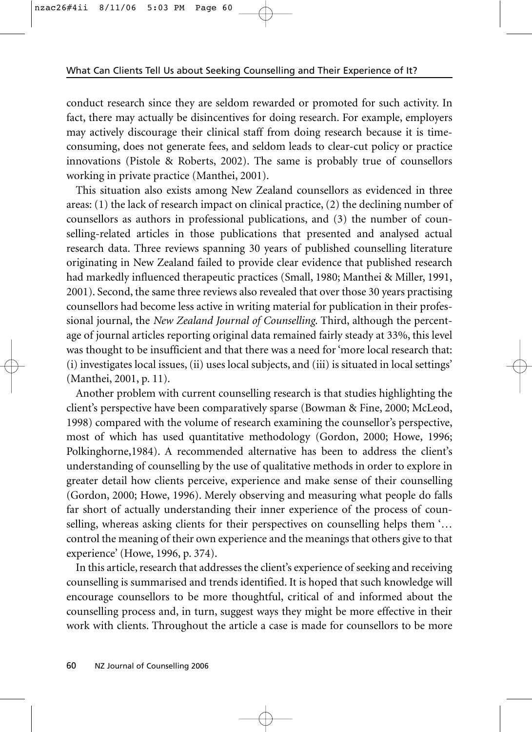conduct research since they are seldom rewarded or promoted for such activity. In fact, there may actually be disincentives for doing research. For example, employers may actively discourage their clinical staff from doing research because it is time-consuming, does not generate fees, and seldom leads to clear-cut policy or practice innovations (Pistole & Roberts, 2002). The same is probably true of counsellors working in private practice (Manthei, 2001).

This situation also exists among New Zealand counsellors as evidenced in three areas: (1) the lack of research impact on clinical practice, (2) the declining number of counsellors as authors in professional publications, and (3) the number of counselling-related articles in those publications that presented and analysed actual research data. Three reviews spanning 30 years of published counselling literature originating in New Zealand failed to provide clear evidence that published research had markedly influenced therapeutic practices (Small, 1980; Manthei & Miller, 1991, 2001). Second, the same three reviews also revealed that over those 30 years practising counsellors had become less active in writing material for publication in their professional journal, the *New Zealand Journal of Counselling*. Third, although the percentage of journal articles reporting original data remained fairly steady at 33%, this level was thought to be insufficient and that there was a need for 'more local research that: (i) investigates local issues, (ii) uses local subjects, and (iii) is situated in local settings' (Manthei, 2001, p. 11).

Another problem with current counselling research is that studies highlighting the client's perspective have been comparatively sparse (Bowman & Fine, 2000; McLeod, 1998) compared with the volume of research examining the counsellor's perspective, most of which has used quantitative methodology (Gordon, 2000; Howe, 1996; Polkinghorne,1984). A recommended alternative has been to address the client's understanding of counselling by the use of qualitative methods in order to explore in greater detail how clients perceive, experience and make sense of their counselling (Gordon, 2000; Howe, 1996). Merely observing and measuring what people do falls far short of actually understanding their inner experience of the process of counselling, whereas asking clients for their perspectives on counselling helps them '… control the meaning of their own experience and the meanings that others give to that experience' (Howe, 1996, p. 374).

In this article, research that addresses the client's experience of seeking and receiving counselling is summarised and trends identified. It is hoped that such knowledge will encourage counsellors to be more thoughtful, critical of and informed about the counselling process and, in turn, suggest ways they might be more effective in their work with clients. Throughout the article a case is made for counsellors to be more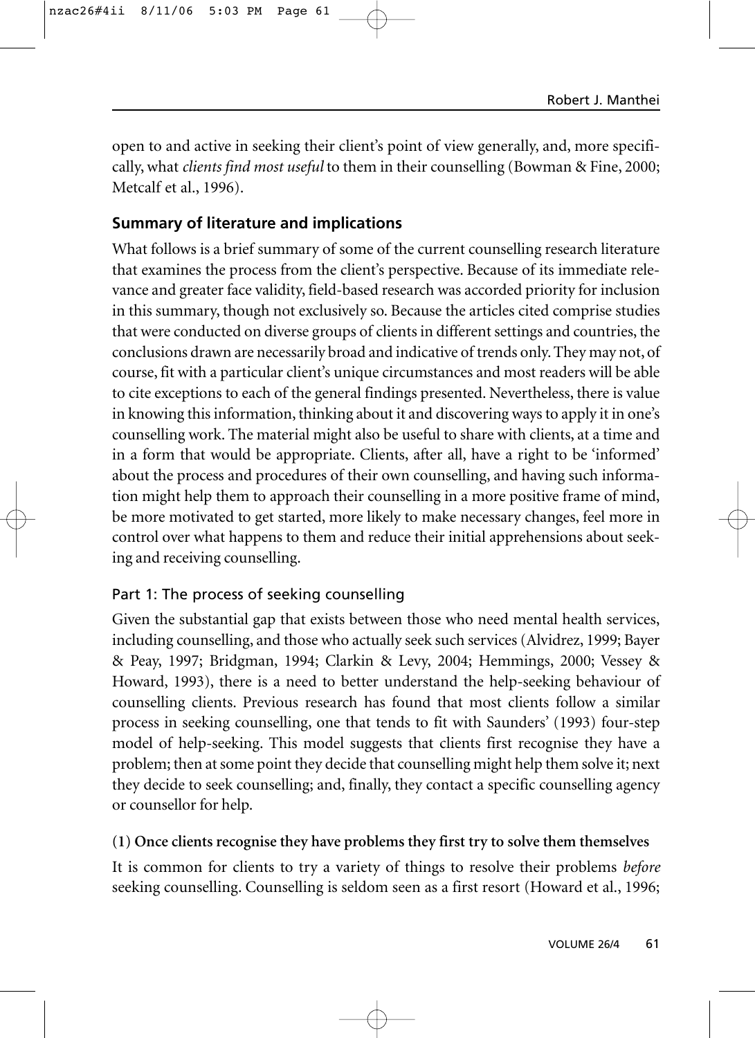open to and active in seeking their client's point of view generally, and, more specifically, what *clients find most useful* to them in their counselling (Bowman & Fine, 2000; Metcalf et al., 1996).

## Summary of literature and implications

What follows is a brief summary of some of the current counselling research literature that examines the process from the client's perspective. Because of its immediate relevance and greater face validity, field-based research was accorded priority for inclusion in this summary, though not exclusively so. Because the articles cited comprise studies that were conducted on diverse groups of clients in different settings and countries, the conclusions drawn are necessarily broad and indicative of trends only. They may not, of course, fit with a particular client's unique circumstances and most readers will be able to cite exceptions to each of the general findings presented. Nevertheless, there is value in knowing this information, thinking about it and discovering ways to apply it in one's counselling work. The material might also be useful to share with clients, at a time and in a form that would be appropriate. Clients, after all, have a right to be 'informed' about the process and procedures of their own counselling, and having such information might help them to approach their counselling in a more positive frame of mind, be more motivated to get started, more likely to make necessary changes, feel more in control over what happens to them and reduce their initial apprehensions about seeking and receiving counselling.

### Part 1: The process of seeking counselling

Given the substantial gap that exists between those who need mental health services, including counselling, and those who actually seek such services (Alvidrez, 1999; Bayer & Peay, 1997; Bridgman, 1994; Clarkin & Levy, 2004; Hemmings, 2000; Vessey & Howard, 1993), there is a need to better understand the help-seeking behaviour of counselling clients. Previous research has found that most clients follow a similar process in seeking counselling, one that tends to fit with Saunders' (1993) four-step model of help-seeking. This model suggests that clients first recognise they have a problem; then at some point they decide that counselling might help them solve it; next they decide to seek counselling; and, finally, they contact a specific counselling agency or counsellor for help.

#### (1) Once clients recognise they have problems they first try to solve them themselves

It is common for clients to try a variety of things to resolve their problems *before* seeking counselling. Counselling is seldom seen as a first resort (Howard et al., 1996;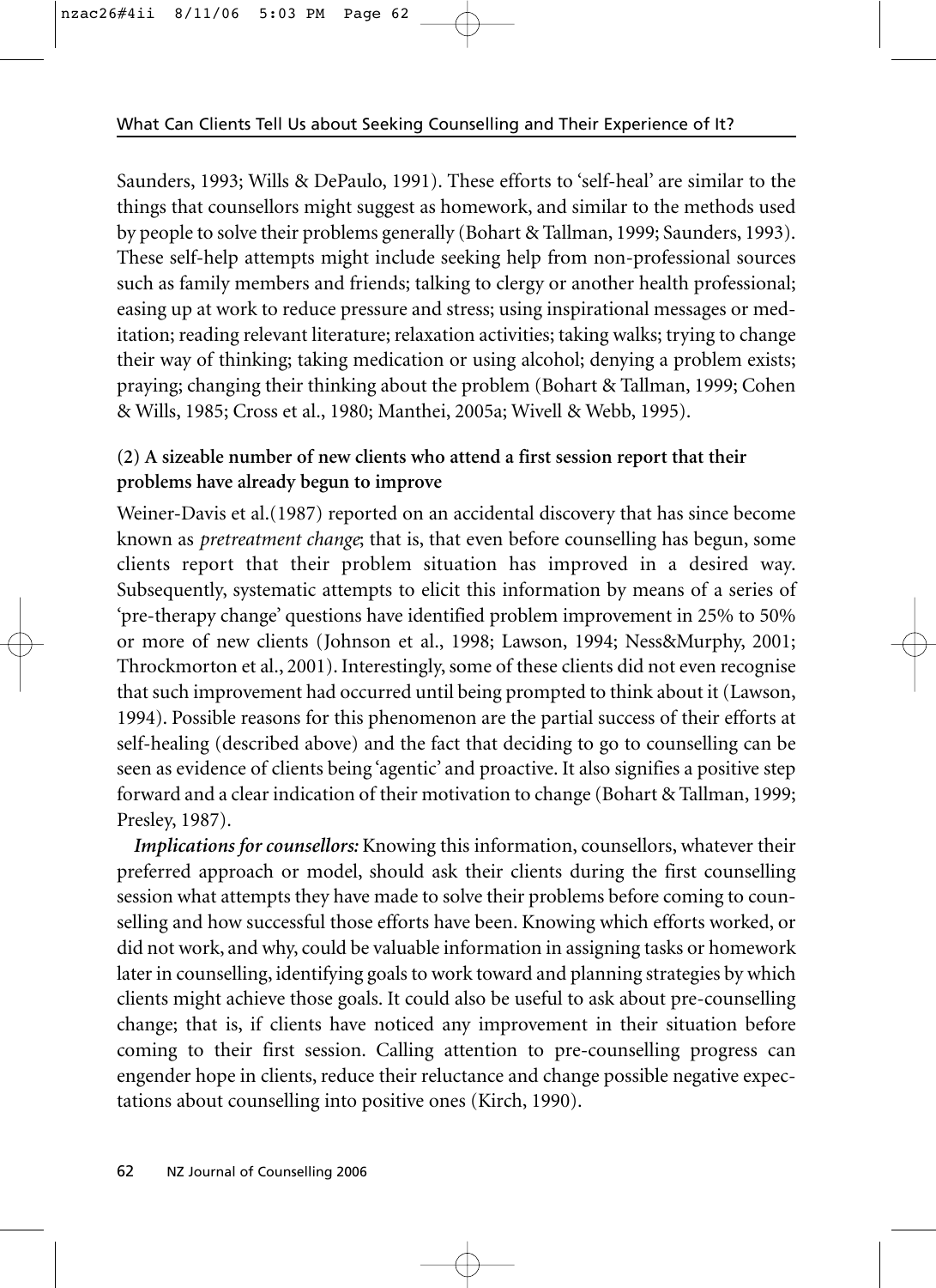Saunders, 1993; Wills & DePaulo, 1991). These efforts to 'self-heal' are similar to the things that counsellors might suggest as homework, and similar to the methods used by people to solve their problems generally (Bohart & Tallman, 1999; Saunders, 1993). These self-help attempts might include seeking help from non-professional sources such as family members and friends; talking to clergy or another health professional; easing up at work to reduce pressure and stress; using inspirational messages or meditation; reading relevant literature; relaxation activities; taking walks; trying to change their way of thinking; taking medication or using alcohol; denying a problem exists; praying; changing their thinking about the problem (Bohart & Tallman, 1999; Cohen & Wills, 1985; Cross et al., 1980; Manthei, 2005a; Wivell & Webb, 1995).

**(2) A sizeable number of new clients who attend a first session report that their problems have already begun to improve**

Weiner-Davis et al.(1987) reported on an accidental discovery that has since become known as *pretreatment change*; that is, that even before counselling has begun, some clients report that their problem situation has improved in a desired way. Subsequently, systematic attempts to elicit this information by means of a series of 'pre-therapy change' questions have identified problem improvement in 25% to 50% or more of new clients (Johnson et al., 1998; Lawson, 1994; Ness&Murphy, 2001; Throckmorton et al., 2001). Interestingly, some of these clients did not even recognise that such improvement had occurred until being prompted to think about it (Lawson, 1994). Possible reasons for this phenomenon are the partial success of their efforts at self-healing (described above) and the fact that deciding to go to counselling can be seen as evidence of clients being 'agentic' and proactive. It also signifies a positive step forward and a clear indication of their motivation to change (Bohart & Tallman, 1999; Presley, 1987).

***Implications for counsellors:*** Knowing this information, counsellors, whatever their preferred approach or model, should ask their clients during the first counselling session what attempts they have made to solve their problems before coming to counselling and how successful those efforts have been. Knowing which efforts worked, or did not work, and why, could be valuable information in assigning tasks or homework later in counselling, identifying goals to work toward and planning strategies by which clients might achieve those goals. It could also be useful to ask about pre-counselling change; that is, if clients have noticed any improvement in their situation before coming to their first session. Calling attention to pre-counselling progress can engender hope in clients, reduce their reluctance and change possible negative expectations about counselling into positive ones (Kirch, 1990).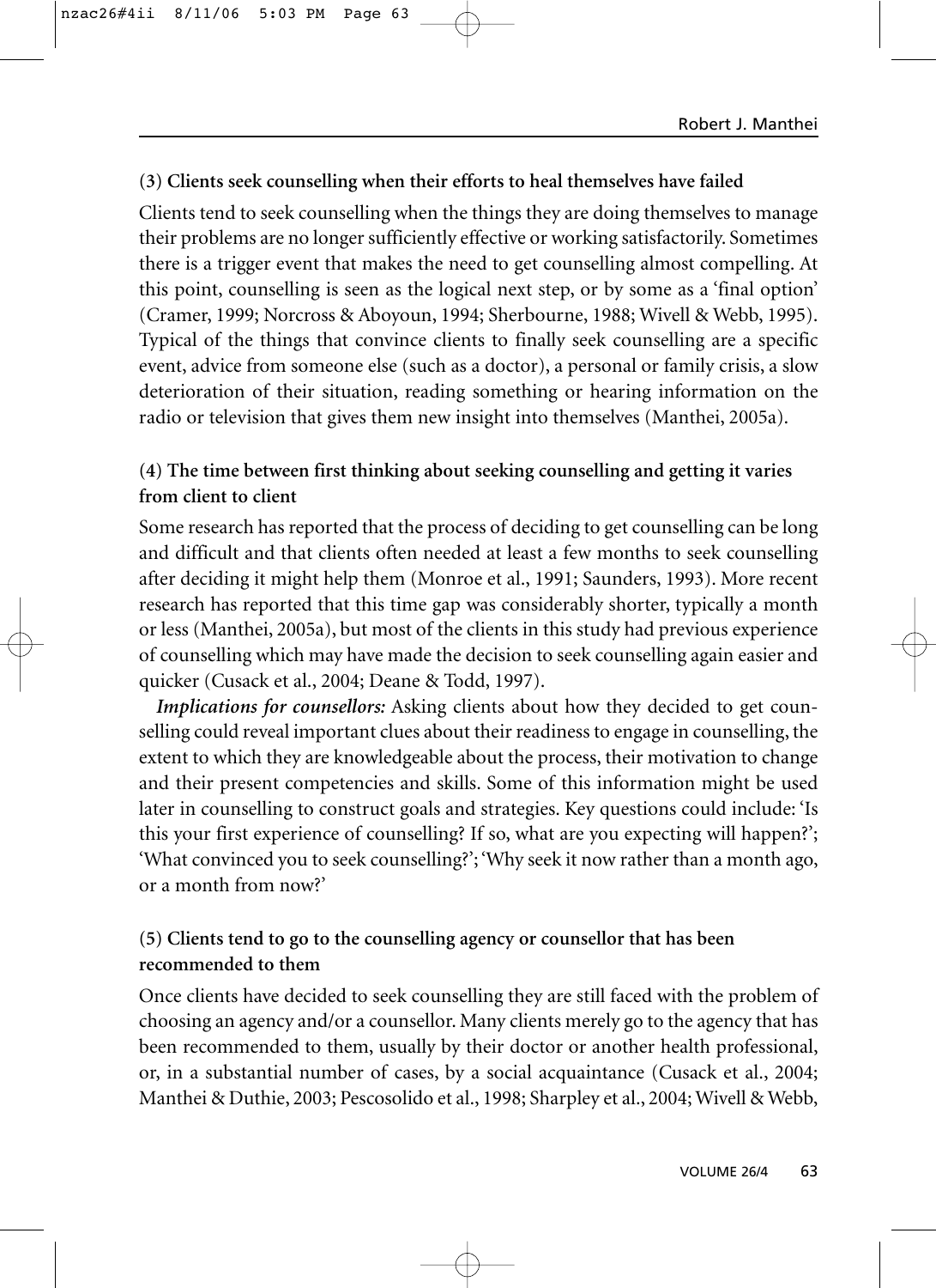**(3) Clients seek counselling when their efforts to heal themselves have failed**

Clients tend to seek counselling when the things they are doing themselves to manage their problems are no longer sufficiently effective or working satisfactorily. Sometimes there is a trigger event that makes the need to get counselling almost compelling. At this point, counselling is seen as the logical next step, or by some as a 'final option' (Cramer, 1999; Norcross & Aboyoun, 1994; Sherbourne, 1988; Wivell & Webb, 1995). Typical of the things that convince clients to finally seek counselling are a specific event, advice from someone else (such as a doctor), a personal or family crisis, a slow deterioration of their situation, reading something or hearing information on the radio or television that gives them new insight into themselves (Manthei, 2005a).

**(4) The time between first thinking about seeking counselling and getting it varies from client to client**

Some research has reported that the process of deciding to get counselling can be long and difficult and that clients often needed at least a few months to seek counselling after deciding it might help them (Monroe et al., 1991; Saunders, 1993). More recent research has reported that this time gap was considerably shorter, typically a month or less (Manthei, 2005a), but most of the clients in this study had previous experience of counselling which may have made the decision to seek counselling again easier and quicker (Cusack et al., 2004; Deane & Todd, 1997).

***Implications for counsellors:*** Asking clients about how they decided to get counselling could reveal important clues about their readiness to engage in counselling, the extent to which they are knowledgeable about the process, their motivation to change and their present competencies and skills. Some of this information might be used later in counselling to construct goals and strategies. Key questions could include: 'Is this your first experience of counselling? If so, what are you expecting will happen?'; 'What convinced you to seek counselling?'; 'Why seek it now rather than a month ago, or a month from now?'

**(5) Clients tend to go to the counselling agency or counsellor that has been recommended to them**

Once clients have decided to seek counselling they are still faced with the problem of choosing an agency and/or a counsellor. Many clients merely go to the agency that has been recommended to them, usually by their doctor or another health professional, or, in a substantial number of cases, by a social acquaintance (Cusack et al., 2004; Manthei & Duthie, 2003; Pescosolido et al., 1998; Sharpley et al., 2004; Wivell & Webb,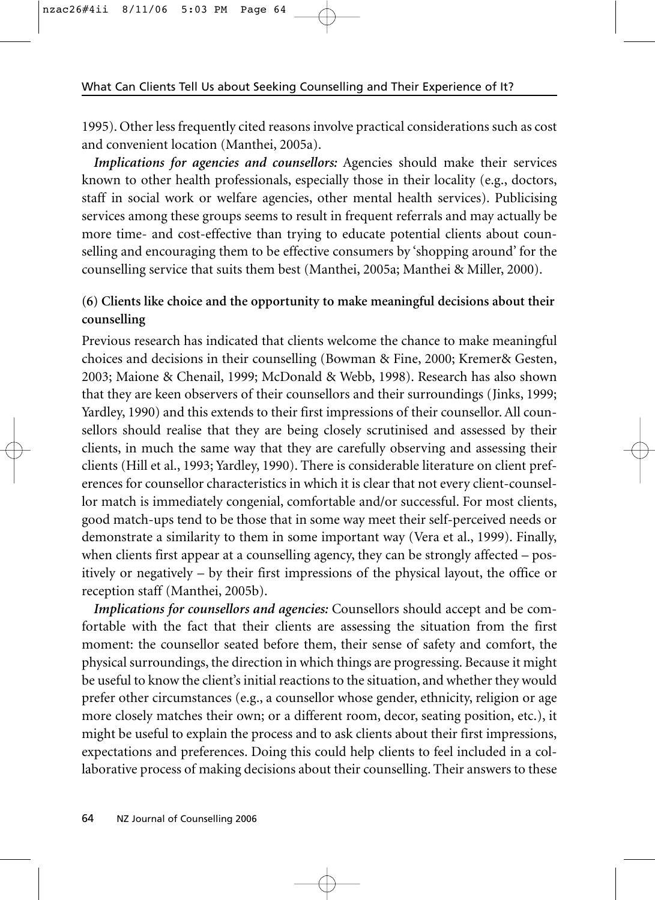1995). Other less frequently cited reasons involve practical considerations such as cost and convenient location (Manthei, 2005a).

*Implications for agencies and counsellors:* Agencies should make their services known to other health professionals, especially those in their locality (e.g., doctors, staff in social work or welfare agencies, other mental health services). Publicising services among these groups seems to result in frequent referrals and may actually be more time- and cost-effective than trying to educate potential clients about counselling and encouraging them to be effective consumers by 'shopping around' for the counselling service that suits them best (Manthei, 2005a; Manthei & Miller, 2000).

**(6) Clients like choice and the opportunity to make meaningful decisions about their counselling**

Previous research has indicated that clients welcome the chance to make meaningful choices and decisions in their counselling (Bowman & Fine, 2000; Kremer& Gesten, 2003; Maione & Chenail, 1999; McDonald & Webb, 1998). Research has also shown that they are keen observers of their counsellors and their surroundings (Jinks, 1999; Yardley, 1990) and this extends to their first impressions of their counsellor. All counsellors should realise that they are being closely scrutinised and assessed by their clients, in much the same way that they are carefully observing and assessing their clients (Hill et al., 1993; Yardley, 1990). There is considerable literature on client preferences for counsellor characteristics in which it is clear that not every client-counsellor match is immediately congenial, comfortable and/or successful. For most clients, good match-ups tend to be those that in some way meet their self-perceived needs or demonstrate a similarity to them in some important way (Vera et al., 1999). Finally, when clients first appear at a counselling agency, they can be strongly affected – positively or negatively – by their first impressions of the physical layout, the office or reception staff (Manthei, 2005b).

*Implications for counsellors and agencies:* Counsellors should accept and be comfortable with the fact that their clients are assessing the situation from the first moment: the counsellor seated before them, their sense of safety and comfort, the physical surroundings, the direction in which things are progressing. Because it might be useful to know the client's initial reactions to the situation, and whether they would prefer other circumstances (e.g., a counsellor whose gender, ethnicity, religion or age more closely matches their own; or a different room, decor, seating position, etc.), it might be useful to explain the process and to ask clients about their first impressions, expectations and preferences. Doing this could help clients to feel included in a collaborative process of making decisions about their counselling. Their answers to these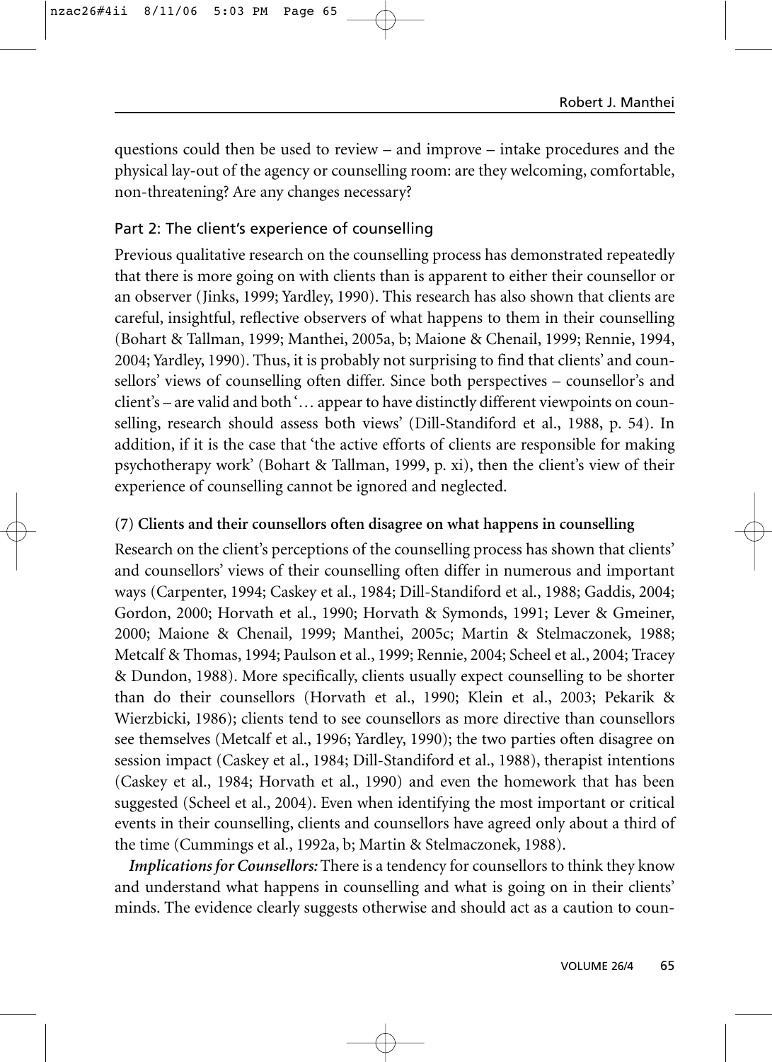questions could then be used to review – and improve – intake procedures and the physical lay-out of the agency or counselling room: are they welcoming, comfortable, non-threatening? Are any changes necessary?

## Part 2: The client's experience of counselling

Previous qualitative research on the counselling process has demonstrated repeatedly that there is more going on with clients than is apparent to either their counsellor or an observer (Jinks, 1999; Yardley, 1990). This research has also shown that clients are careful, insightful, reflective observers of what happens to them in their counselling (Bohart & Tallman, 1999; Manthei, 2005a, b; Maione & Chenail, 1999; Rennie, 1994, 2004; Yardley, 1990). Thus, it is probably not surprising to find that clients' and counsellors' views of counselling often differ. Since both perspectives – counsellor's and client's – are valid and both '… appear to have distinctly different viewpoints on counselling, research should assess both views' (Dill-Standiford et al., 1988, p. 54). In addition, if it is the case that 'the active efforts of clients are responsible for making psychotherapy work' (Bohart & Tallman, 1999, p. xi), then the client's view of their experience of counselling cannot be ignored and neglected.

### (7) Clients and their counsellors often disagree on what happens in counselling

Research on the client's perceptions of the counselling process has shown that clients' and counsellors' views of their counselling often differ in numerous and important ways (Carpenter, 1994; Caskey et al., 1984; Dill-Standiford et al., 1988; Gaddis, 2004; Gordon, 2000; Horvath et al., 1990; Horvath & Symonds, 1991; Lever & Gmeiner, 2000; Maione & Chenail, 1999; Manthei, 2005c; Martin & Stelmaczonek, 1988; Metcalf & Thomas, 1994; Paulson et al., 1999; Rennie, 2004; Scheel et al., 2004; Tracey & Dundon, 1988). More specifically, clients usually expect counselling to be shorter than do their counsellors (Horvath et al., 1990; Klein et al., 2003; Pekarik & Wierzbicki, 1986); clients tend to see counsellors as more directive than counsellors see themselves (Metcalf et al., 1996; Yardley, 1990); the two parties often disagree on session impact (Caskey et al., 1984; Dill-Standiford et al., 1988), therapist intentions (Caskey et al., 1984; Horvath et al., 1990) and even the homework that has been suggested (Scheel et al., 2004). Even when identifying the most important or critical events in their counselling, clients and counsellors have agreed only about a third of the time (Cummings et al., 1992a, b; Martin & Stelmaczonek, 1988).

***Implications for Counsellors:*** There is a tendency for counsellors to think they know and understand what happens in counselling and what is going on in their clients' minds. The evidence clearly suggests otherwise and should act as a caution to coun-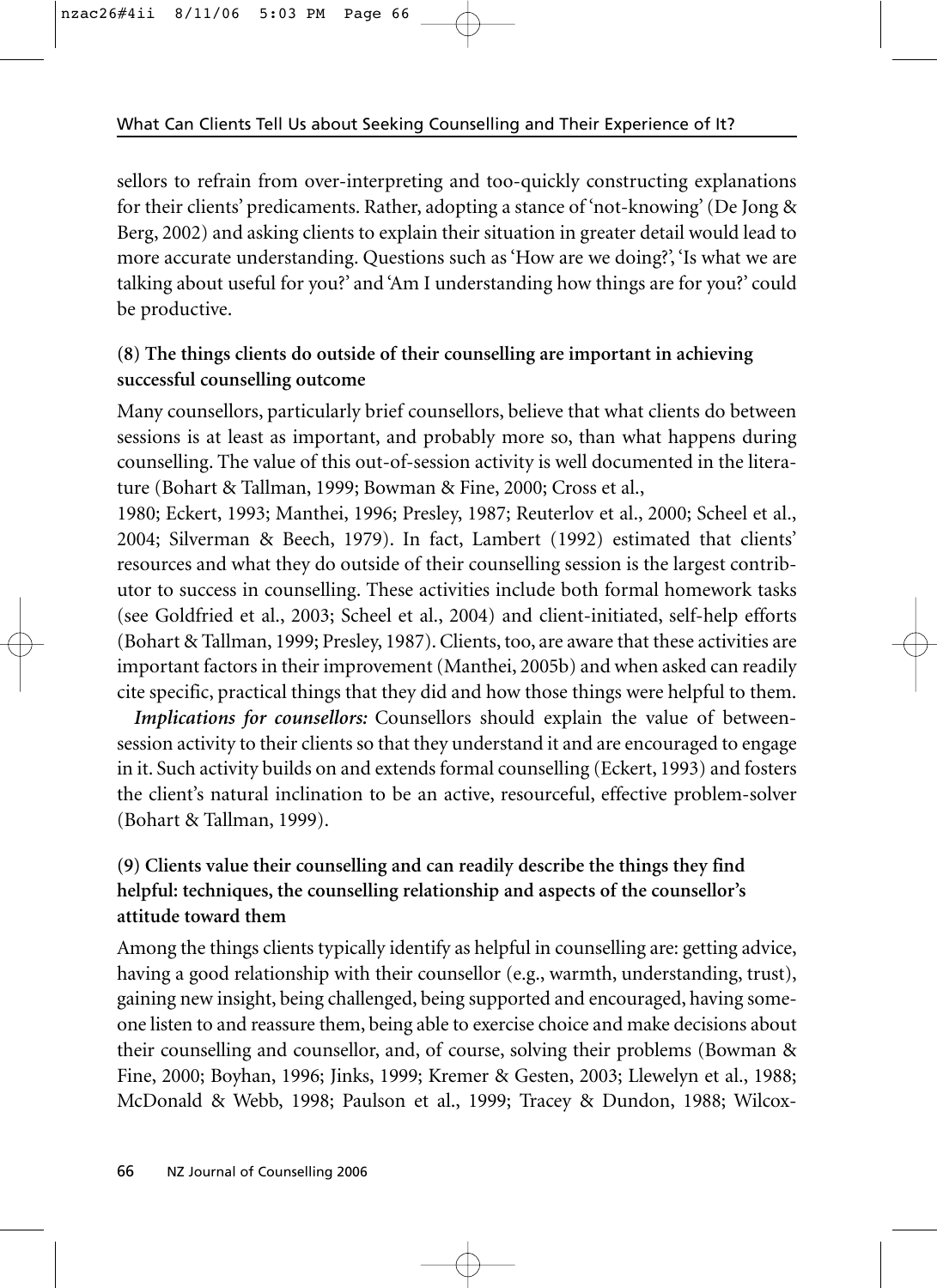sellors to refrain from over-interpreting and too-quickly constructing explanations for their clients' predicaments. Rather, adopting a stance of 'not-knowing' (De Jong & Berg, 2002) and asking clients to explain their situation in greater detail would lead to more accurate understanding. Questions such as 'How are we doing?', 'Is what we are talking about useful for you?' and 'Am I understanding how things are for you?' could be productive.

### (8) The things clients do outside of their counselling are important in achieving successful counselling outcome

Many counsellors, particularly brief counsellors, believe that what clients do between sessions is at least as important, and probably more so, than what happens during counselling. The value of this out-of-session activity is well documented in the literature (Bohart & Tallman, 1999; Bowman & Fine, 2000; Cross et al., 1980; Eckert, 1993; Manthei, 1996; Presley, 1987; Reuterlov et al., 2000; Scheel et al., 2004; Silverman & Beech, 1979). In fact, Lambert (1992) estimated that clients' resources and what they do outside of their counselling session is the largest contributor to success in counselling. These activities include both formal homework tasks (see Goldfried et al., 2003; Scheel et al., 2004) and client-initiated, self-help efforts (Bohart & Tallman, 1999; Presley, 1987). Clients, too, are aware that these activities are important factors in their improvement (Manthei, 2005b) and when asked can readily cite specific, practical things that they did and how those things were helpful to them.

***Implications for counsellors:*** Counsellors should explain the value of between-session activity to their clients so that they understand it and are encouraged to engage in it. Such activity builds on and extends formal counselling (Eckert, 1993) and fosters the client's natural inclination to be an active, resourceful, effective problem-solver (Bohart & Tallman, 1999).

### (9) Clients value their counselling and can readily describe the things they find helpful: techniques, the counselling relationship and aspects of the counsellor's attitude toward them

Among the things clients typically identify as helpful in counselling are: getting advice, having a good relationship with their counsellor (e.g., warmth, understanding, trust), gaining new insight, being challenged, being supported and encouraged, having someone listen to and reassure them, being able to exercise choice and make decisions about their counselling and counsellor, and, of course, solving their problems (Bowman & Fine, 2000; Boyhan, 1996; Jinks, 1999; Kremer & Gesten, 2003; Llewelyn et al., 1988; McDonald & Webb, 1998; Paulson et al., 1999; Tracey & Dundon, 1988; Wilcox-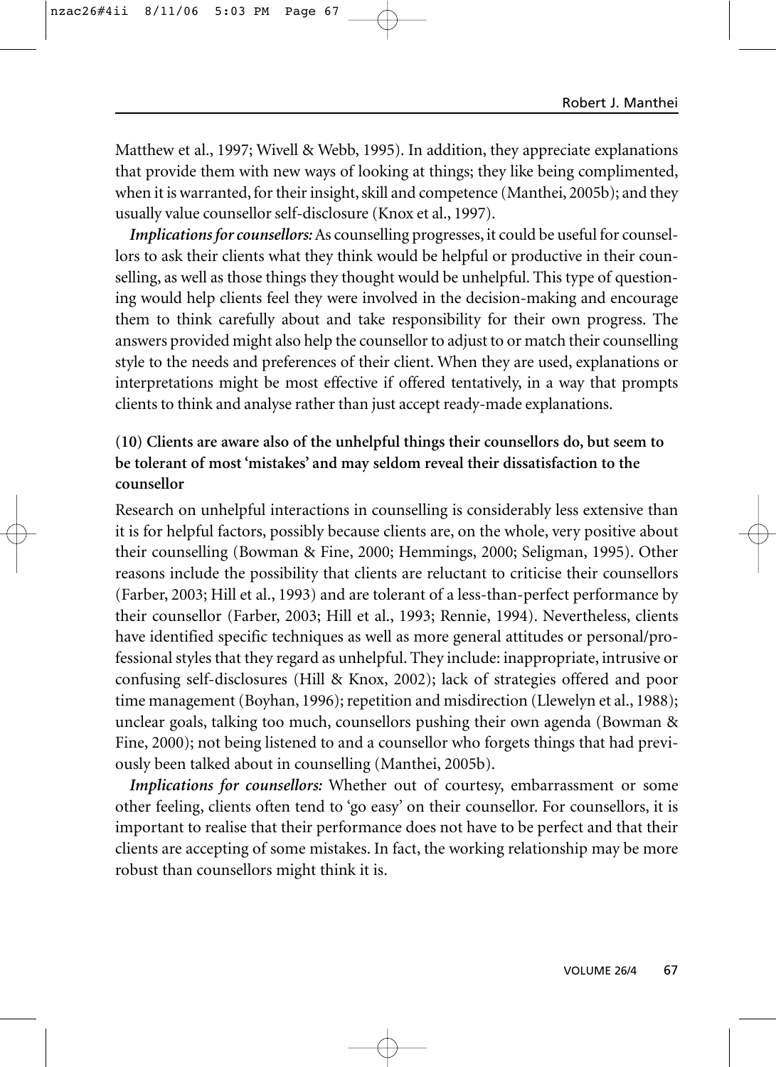Matthew et al., 1997; Wivell & Webb, 1995). In addition, they appreciate explanations that provide them with new ways of looking at things; they like being complimented, when it is warranted, for their insight, skill and competence (Manthei, 2005b); and they usually value counsellor self-disclosure (Knox et al., 1997).

***Implications for counsellors:*** As counselling progresses, it could be useful for counsellors to ask their clients what they think would be helpful or productive in their counselling, as well as those things they thought would be unhelpful. This type of questioning would help clients feel they were involved in the decision-making and encourage them to think carefully about and take responsibility for their own progress. The answers provided might also help the counsellor to adjust to or match their counselling style to the needs and preferences of their client. When they are used, explanations or interpretations might be most effective if offered tentatively, in a way that prompts clients to think and analyse rather than just accept ready-made explanations.

### (10) Clients are aware also of the unhelpful things their counsellors do, but seem to be tolerant of most 'mistakes' and may seldom reveal their dissatisfaction to the counsellor

Research on unhelpful interactions in counselling is considerably less extensive than it is for helpful factors, possibly because clients are, on the whole, very positive about their counselling (Bowman & Fine, 2000; Hemmings, 2000; Seligman, 1995). Other reasons include the possibility that clients are reluctant to criticise their counsellors (Farber, 2003; Hill et al., 1993) and are tolerant of a less-than-perfect performance by their counsellor (Farber, 2003; Hill et al., 1993; Rennie, 1994). Nevertheless, clients have identified specific techniques as well as more general attitudes or personal/professional styles that they regard as unhelpful. They include: inappropriate, intrusive or confusing self-disclosures (Hill & Knox, 2002); lack of strategies offered and poor time management (Boyhan, 1996); repetition and misdirection (Llewelyn et al., 1988); unclear goals, talking too much, counsellors pushing their own agenda (Bowman & Fine, 2000); not being listened to and a counsellor who forgets things that had previously been talked about in counselling (Manthei, 2005b).

***Implications for counsellors:*** Whether out of courtesy, embarrassment or some other feeling, clients often tend to 'go easy' on their counsellor. For counsellors, it is important to realise that their performance does not have to be perfect and that their clients are accepting of some mistakes. In fact, the working relationship may be more robust than counsellors might think it is.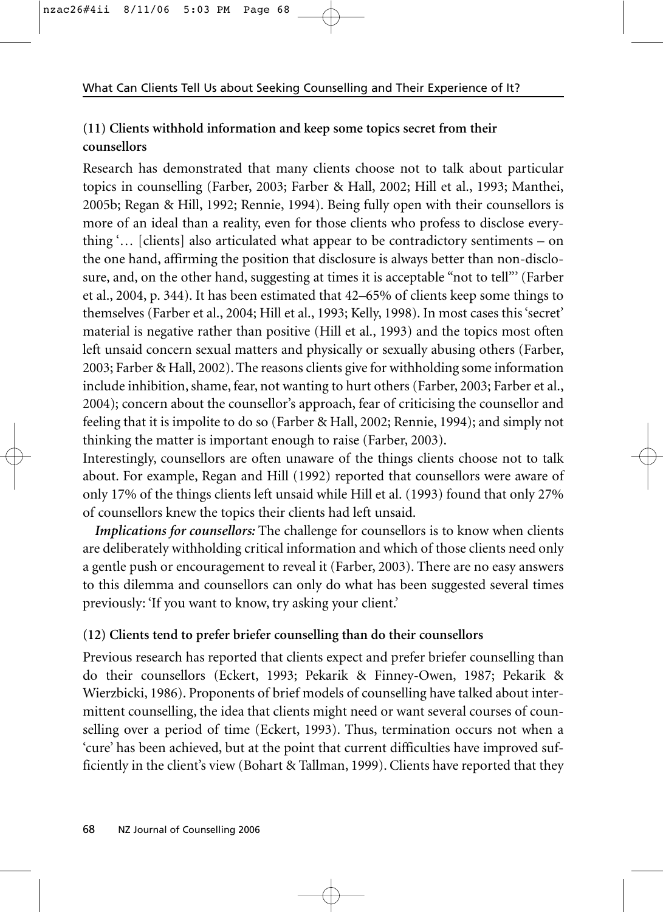**(11) Clients withhold information and keep some topics secret from their counsellors**

Research has demonstrated that many clients choose not to talk about particular topics in counselling (Farber, 2003; Farber & Hall, 2002; Hill et al., 1993; Manthei, 2005b; Regan & Hill, 1992; Rennie, 1994). Being fully open with their counsellors is more of an ideal than a reality, even for those clients who profess to disclose everything '… [clients] also articulated what appear to be contradictory sentiments – on the one hand, affirming the position that disclosure is always better than non-disclosure, and, on the other hand, suggesting at times it is acceptable "not to tell"' (Farber et al., 2004, p. 344). It has been estimated that 42–65% of clients keep some things to themselves (Farber et al., 2004; Hill et al., 1993; Kelly, 1998). In most cases this 'secret' material is negative rather than positive (Hill et al., 1993) and the topics most often left unsaid concern sexual matters and physically or sexually abusing others (Farber, 2003; Farber & Hall, 2002). The reasons clients give for withholding some information include inhibition, shame, fear, not wanting to hurt others (Farber, 2003; Farber et al., 2004); concern about the counsellor's approach, fear of criticising the counsellor and feeling that it is impolite to do so (Farber & Hall, 2002; Rennie, 1994); and simply not thinking the matter is important enough to raise (Farber, 2003).

Interestingly, counsellors are often unaware of the things clients choose not to talk about. For example, Regan and Hill (1992) reported that counsellors were aware of only 17% of the things clients left unsaid while Hill et al. (1993) found that only 27% of counsellors knew the topics their clients had left unsaid.

***Implications for counsellors:*** The challenge for counsellors is to know when clients are deliberately withholding critical information and which of those clients need only a gentle push or encouragement to reveal it (Farber, 2003). There are no easy answers to this dilemma and counsellors can only do what has been suggested several times previously: 'If you want to know, try asking your client.'

**(12) Clients tend to prefer briefer counselling than do their counsellors**

Previous research has reported that clients expect and prefer briefer counselling than do their counsellors (Eckert, 1993; Pekarik & Finney-Owen, 1987; Pekarik & Wierzbicki, 1986). Proponents of brief models of counselling have talked about intermittent counselling, the idea that clients might need or want several courses of counselling over a period of time (Eckert, 1993). Thus, termination occurs not when a 'cure' has been achieved, but at the point that current difficulties have improved sufficiently in the client's view (Bohart & Tallman, 1999). Clients have reported that they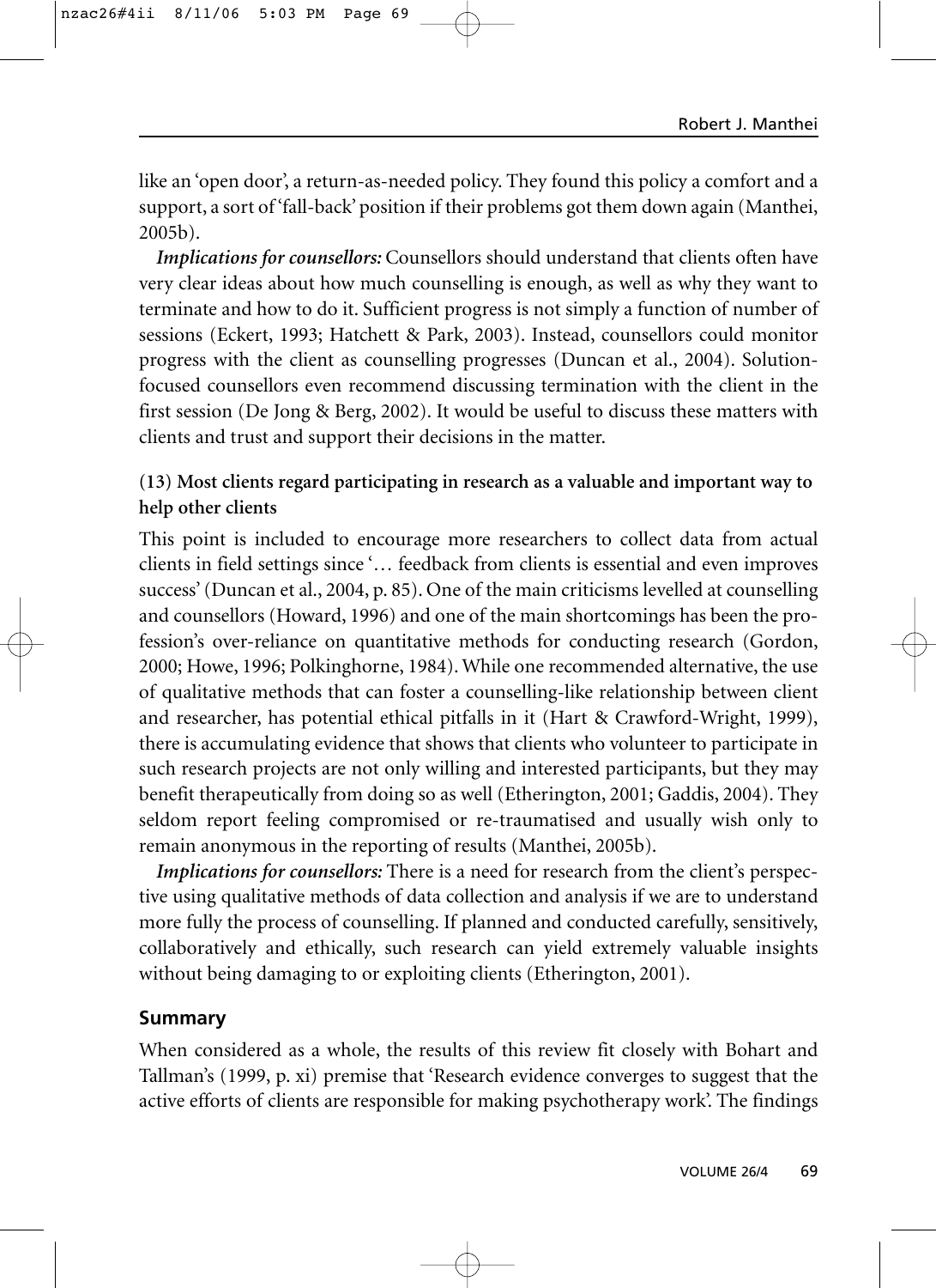like an 'open door', a return-as-needed policy. They found this policy a comfort and a support, a sort of 'fall-back' position if their problems got them down again (Manthei, 2005b).

*Implications for counsellors:* Counsellors should understand that clients often have very clear ideas about how much counselling is enough, as well as why they want to terminate and how to do it. Sufficient progress is not simply a function of number of sessions (Eckert, 1993; Hatchett & Park, 2003). Instead, counsellors could monitor progress with the client as counselling progresses (Duncan et al., 2004). Solution-focused counsellors even recommend discussing termination with the client in the first session (De Jong & Berg, 2002). It would be useful to discuss these matters with clients and trust and support their decisions in the matter.

**(13) Most clients regard participating in research as a valuable and important way to help other clients**

This point is included to encourage more researchers to collect data from actual clients in field settings since '… feedback from clients is essential and even improves success' (Duncan et al., 2004, p. 85). One of the main criticisms levelled at counselling and counsellors (Howard, 1996) and one of the main shortcomings has been the profession's over-reliance on quantitative methods for conducting research (Gordon, 2000; Howe, 1996; Polkinghorne, 1984). While one recommended alternative, the use of qualitative methods that can foster a counselling-like relationship between client and researcher, has potential ethical pitfalls in it (Hart & Crawford-Wright, 1999), there is accumulating evidence that shows that clients who volunteer to participate in such research projects are not only willing and interested participants, but they may benefit therapeutically from doing so as well (Etherington, 2001; Gaddis, 2004). They seldom report feeling compromised or re-traumatised and usually wish only to remain anonymous in the reporting of results (Manthei, 2005b).

*Implications for counsellors:* There is a need for research from the client's perspective using qualitative methods of data collection and analysis if we are to understand more fully the process of counselling. If planned and conducted carefully, sensitively, collaboratively and ethically, such research can yield extremely valuable insights without being damaging to or exploiting clients (Etherington, 2001).

## Summary

When considered as a whole, the results of this review fit closely with Bohart and Tallman's (1999, p. xi) premise that 'Research evidence converges to suggest that the active efforts of clients are responsible for making psychotherapy work'. The findings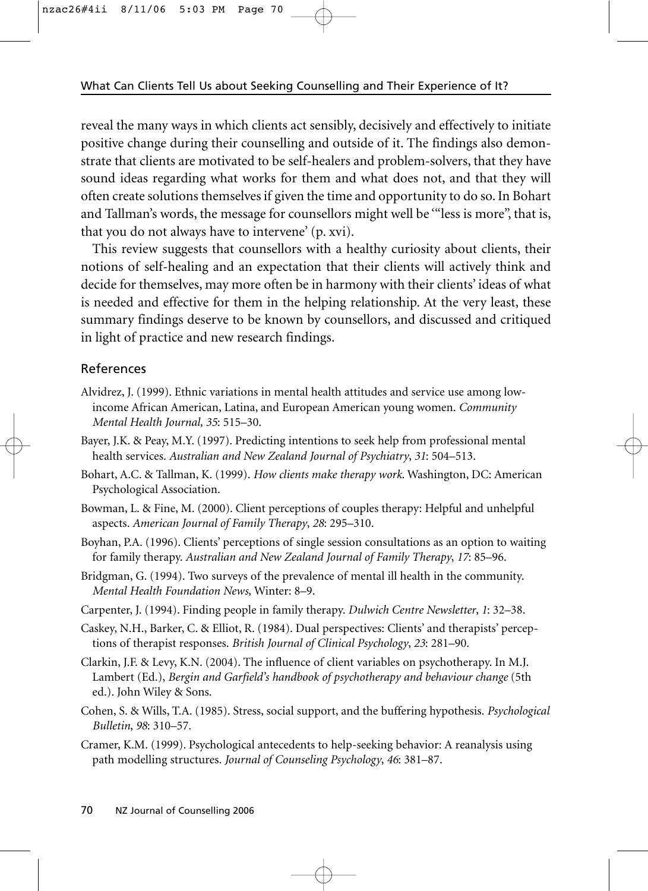reveal the many ways in which clients act sensibly, decisively and effectively to initiate positive change during their counselling and outside of it. The findings also demonstrate that clients are motivated to be self-healers and problem-solvers, that they have sound ideas regarding what works for them and what does not, and that they will often create solutions themselves if given the time and opportunity to do so. In Bohart and Tallman's words, the message for counsellors might well be '"less is more", that is, that you do not always have to intervene' (p. xvi).

This review suggests that counsellors with a healthy curiosity about clients, their notions of self-healing and an expectation that their clients will actively think and decide for themselves, may more often be in harmony with their clients' ideas of what is needed and effective for them in the helping relationship. At the very least, these summary findings deserve to be known by counsellors, and discussed and critiqued in light of practice and new research findings.

## References

Alvidrez, J. (1999). Ethnic variations in mental health attitudes and service use among low-income African American, Latina, and European American young women. *Community Mental Health Journal, 35*: 515–30.

Bayer, J.K. & Peay, M.Y. (1997). Predicting intentions to seek help from professional mental health services. *Australian and New Zealand Journal of Psychiatry*, *31*: 504–513.

Bohart, A.C. & Tallman, K. (1999). *How clients make therapy work*. Washington, DC: American Psychological Association.

Bowman, L. & Fine, M. (2000). Client perceptions of couples therapy: Helpful and unhelpful aspects. *American Journal of Family Therapy*, *28*: 295–310.

Boyhan, P.A. (1996). Clients' perceptions of single session consultations as an option to waiting for family therapy. *Australian and New Zealand Journal of Family Therapy*, *17*: 85–96.

Bridgman, G. (1994). Two surveys of the prevalence of mental ill health in the community. *Mental Health Foundation News,* Winter: 8–9.

Carpenter, J. (1994). Finding people in family therapy. *Dulwich Centre Newsletter*, *1*: 32–38.

Caskey, N.H., Barker, C. & Elliot, R. (1984). Dual perspectives: Clients' and therapists' perceptions of therapist responses. *British Journal of Clinical Psychology*, *23*: 281–90.

Clarkin, J.F. & Levy, K.N. (2004). The influence of client variables on psychotherapy. In M.J. Lambert (Ed.), *Bergin and Garfield's handbook of psychotherapy and behaviour change* (5th ed.). John Wiley & Sons.

Cohen, S. & Wills, T.A. (1985). Stress, social support, and the buffering hypothesis. *Psychological Bulletin*, *98*: 310–57.

Cramer, K.M. (1999). Psychological antecedents to help-seeking behavior: A reanalysis using path modelling structures. *Journal of Counseling Psychology*, *46*: 381–87.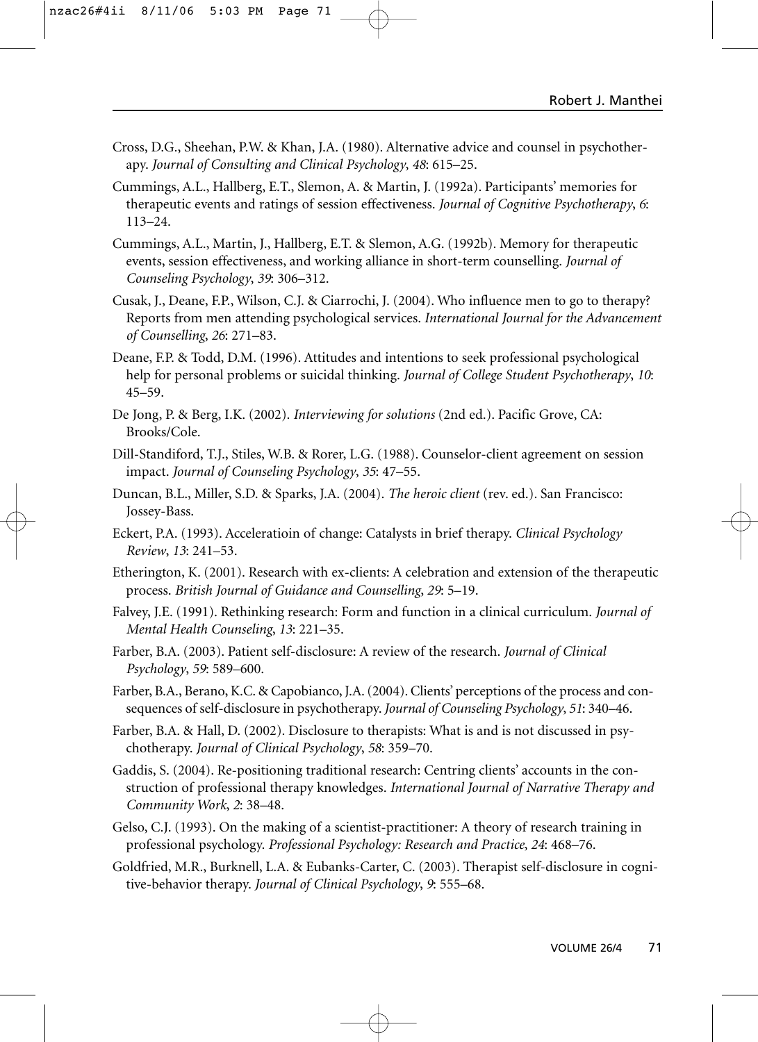Cross, D.G., Sheehan, P.W. & Khan, J.A. (1980). Alternative advice and counsel in psychotherapy. *Journal of Consulting and Clinical Psychology*, *48*: 615–25.

Cummings, A.L., Hallberg, E.T., Slemon, A. & Martin, J. (1992a). Participants' memories for therapeutic events and ratings of session effectiveness. *Journal of Cognitive Psychotherapy*, *6*: 113–24.

Cummings, A.L., Martin, J., Hallberg, E.T. & Slemon, A.G. (1992b). Memory for therapeutic events, session effectiveness, and working alliance in short-term counselling. *Journal of Counseling Psychology*, *39*: 306–312.

Cusak, J., Deane, F.P., Wilson, C.J. & Ciarrochi, J. (2004). Who influence men to go to therapy? Reports from men attending psychological services. *International Journal for the Advancement of Counselling*, *26*: 271–83.

Deane, F.P. & Todd, D.M. (1996). Attitudes and intentions to seek professional psychological help for personal problems or suicidal thinking. *Journal of College Student Psychotherapy*, *10*: 45–59.

De Jong, P. & Berg, I.K. (2002). *Interviewing for solutions* (2nd ed.). Pacific Grove, CA: Brooks/Cole.

Dill-Standiford, T.J., Stiles, W.B. & Rorer, L.G. (1988). Counselor-client agreement on session impact. *Journal of Counseling Psychology*, *35*: 47–55.

Duncan, B.L., Miller, S.D. & Sparks, J.A. (2004). *The heroic client* (rev. ed.). San Francisco: Jossey-Bass.

Eckert, P.A. (1993). Acceleratioin of change: Catalysts in brief therapy. *Clinical Psychology Review*, *13*: 241–53.

Etherington, K. (2001). Research with ex-clients: A celebration and extension of the therapeutic process. *British Journal of Guidance and Counselling*, *29*: 5–19.

Falvey, J.E. (1991). Rethinking research: Form and function in a clinical curriculum. *Journal of Mental Health Counseling*, *13*: 221–35.

Farber, B.A. (2003). Patient self-disclosure: A review of the research. *Journal of Clinical Psychology*, *59*: 589–600.

Farber, B.A., Berano, K.C. & Capobianco, J.A. (2004). Clients' perceptions of the process and consequences of self-disclosure in psychotherapy. *Journal of Counseling Psychology*, *51*: 340–46.

Farber, B.A. & Hall, D. (2002). Disclosure to therapists: What is and is not discussed in psychotherapy. *Journal of Clinical Psychology*, *58*: 359–70.

Gaddis, S. (2004). Re-positioning traditional research: Centring clients' accounts in the construction of professional therapy knowledges. *International Journal of Narrative Therapy and Community Work*, *2*: 38–48.

Gelso, C.J. (1993). On the making of a scientist-practitioner: A theory of research training in professional psychology. *Professional Psychology: Research and Practice*, *24*: 468–76.

Goldfried, M.R., Burknell, L.A. & Eubanks-Carter, C. (2003). Therapist self-disclosure in cognitive-behavior therapy. *Journal of Clinical Psychology*, *9*: 555–68.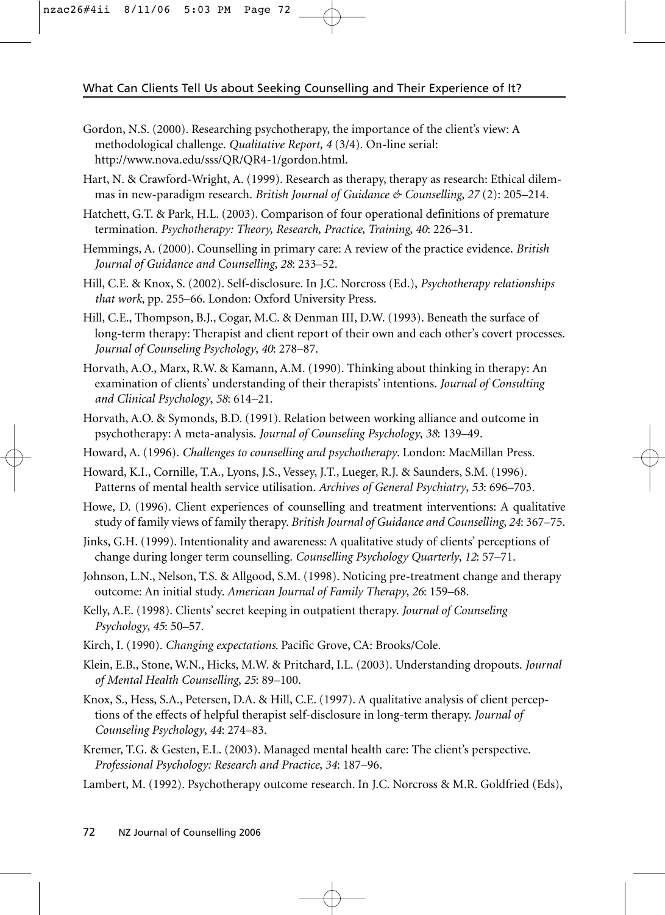Gordon, N.S. (2000). Researching psychotherapy, the importance of the client's view: A methodological challenge. *Qualitative Report, 4* (3/4). On-line serial: http://www.nova.edu/sss/QR/QR4-1/gordon.html.

Hart, N. & Crawford-Wright, A. (1999). Research as therapy, therapy as research: Ethical dilemmas in new-paradigm research. *British Journal of Guidance & Counselling*, *27* (2): 205–214.

Hatchett, G.T. & Park, H.L. (2003). Comparison of four operational definitions of premature termination. *Psychotherapy: Theory, Research, Practice, Training*, *40*: 226–31.

Hemmings, A. (2000). Counselling in primary care: A review of the practice evidence. *British Journal of Guidance and Counselling*, *28*: 233–52.

Hill, C.E. & Knox, S. (2002). Self-disclosure. In J.C. Norcross (Ed.), *Psychotherapy relationships that work*, pp. 255–66. London: Oxford University Press.

Hill, C.E., Thompson, B.J., Cogar, M.C. & Denman III, D.W. (1993). Beneath the surface of long-term therapy: Therapist and client report of their own and each other's covert processes. *Journal of Counseling Psychology*, *40*: 278–87.

Horvath, A.O., Marx, R.W. & Kamann, A.M. (1990). Thinking about thinking in therapy: An examination of clients' understanding of their therapists' intentions. *Journal of Consulting and Clinical Psychology*, *58*: 614–21.

Horvath, A.O. & Symonds, B.D. (1991). Relation between working alliance and outcome in psychotherapy: A meta-analysis. *Journal of Counseling Psychology*, *38*: 139–49.

Howard, A. (1996). *Challenges to counselling and psychotherapy*. London: MacMillan Press.

Howard, K.I., Cornille, T.A., Lyons, J.S., Vessey, J.T., Lueger, R.J. & Saunders, S.M. (1996). Patterns of mental health service utilisation. *Archives of General Psychiatry*, *53*: 696–703.

Howe, D. (1996). Client experiences of counselling and treatment interventions: A qualitative study of family views of family therapy. *British Journal of Guidance and Counselling*, *24*: 367–75.

Jinks, G.H. (1999). Intentionality and awareness: A qualitative study of clients' perceptions of change during longer term counselling. *Counselling Psychology Quarterly*, *12*: 57–71.

Johnson, L.N., Nelson, T.S. & Allgood, S.M. (1998). Noticing pre-treatment change and therapy outcome: An initial study. *American Journal of Family Therapy*, *26*: 159–68.

Kelly, A.E. (1998). Clients' secret keeping in outpatient therapy. *Journal of Counseling Psychology*, *45*: 50–57.

Kirch, I. (1990). *Changing expectations*. Pacific Grove, CA: Brooks/Cole.

Klein, E.B., Stone, W.N., Hicks, M.W. & Pritchard, I.L. (2003). Understanding dropouts. *Journal of Mental Health Counselling*, *25*: 89–100.

Knox, S., Hess, S.A., Petersen, D.A. & Hill, C.E. (1997). A qualitative analysis of client perceptions of the effects of helpful therapist self-disclosure in long-term therapy. *Journal of Counseling Psychology*, *44*: 274–83.

Kremer, T.G. & Gesten, E.L. (2003). Managed mental health care: The client's perspective. *Professional Psychology: Research and Practice*, *34*: 187–96.

Lambert, M. (1992). Psychotherapy outcome research. In J.C. Norcross & M.R. Goldfried (Eds),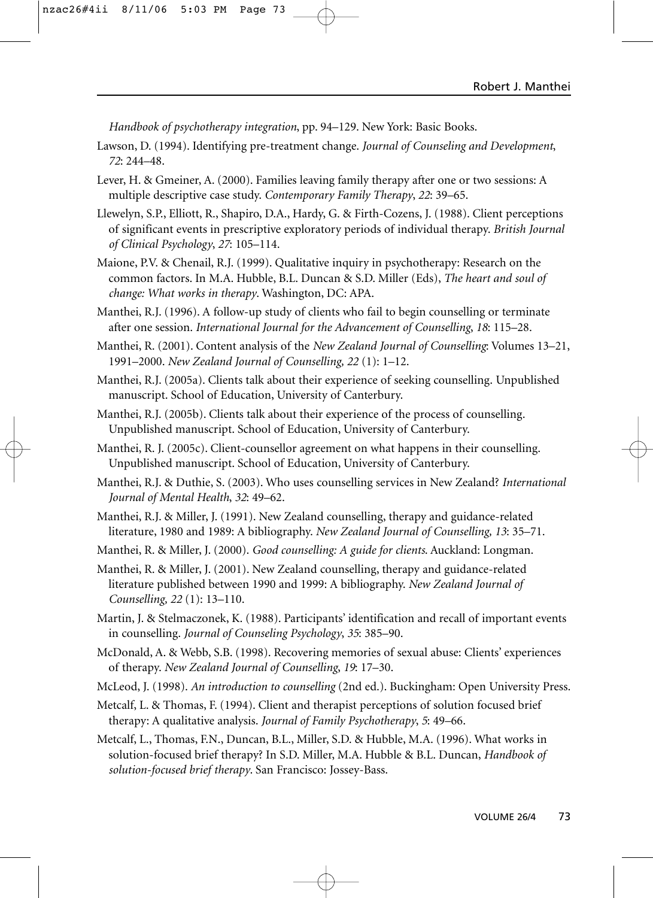*Handbook of psychotherapy integration*, pp. 94–129. New York: Basic Books.

Lawson, D. (1994). Identifying pre-treatment change. *Journal of Counseling and Development*, *72*: 244–48.

Lever, H. & Gmeiner, A. (2000). Families leaving family therapy after one or two sessions: A multiple descriptive case study. *Contemporary Family Therapy*, *22*: 39–65.

Llewelyn, S.P., Elliott, R., Shapiro, D.A., Hardy, G. & Firth-Cozens, J. (1988). Client perceptions of significant events in prescriptive exploratory periods of individual therapy. *British Journal of Clinical Psychology*, *27*: 105–114.

Maione, P.V. & Chenail, R.J. (1999). Qualitative inquiry in psychotherapy: Research on the common factors. In M.A. Hubble, B.L. Duncan & S.D. Miller (Eds), *The heart and soul of change: What works in therapy*. Washington, DC: APA.

Manthei, R.J. (1996). A follow-up study of clients who fail to begin counselling or terminate after one session. *International Journal for the Advancement of Counselling*, *18*: 115–28.

Manthei, R. (2001). Content analysis of the *New Zealand Journal of Counselling*: Volumes 13–21, 1991–2000. *New Zealand Journal of Counselling, 22* (1): 1–12.

Manthei, R.J. (2005a). Clients talk about their experience of seeking counselling. Unpublished manuscript. School of Education, University of Canterbury.

Manthei, R.J. (2005b). Clients talk about their experience of the process of counselling. Unpublished manuscript. School of Education, University of Canterbury.

Manthei, R. J. (2005c). Client-counsellor agreement on what happens in their counselling. Unpublished manuscript. School of Education, University of Canterbury.

Manthei, R.J. & Duthie, S. (2003). Who uses counselling services in New Zealand? *International Journal of Mental Health*, *32*: 49–62.

Manthei, R.J. & Miller, J. (1991). New Zealand counselling, therapy and guidance-related literature, 1980 and 1989: A bibliography. *New Zealand Journal of Counselling, 13*: 35–71.

Manthei, R. & Miller, J. (2000). *Good counselling: A guide for clients*. Auckland: Longman.

Manthei, R. & Miller, J. (2001). New Zealand counselling, therapy and guidance-related literature published between 1990 and 1999: A bibliography. *New Zealand Journal of Counselling, 22* (1): 13–110.

Martin, J. & Stelmaczonek, K. (1988). Participants' identification and recall of important events in counselling. *Journal of Counseling Psychology*, *35*: 385–90.

McDonald, A. & Webb, S.B. (1998). Recovering memories of sexual abuse: Clients' experiences of therapy. *New Zealand Journal of Counselling*, *19*: 17–30.

McLeod, J. (1998). *An introduction to counselling* (2nd ed.). Buckingham: Open University Press.

Metcalf, L. & Thomas, F. (1994). Client and therapist perceptions of solution focused brief therapy: A qualitative analysis. *Journal of Family Psychotherapy*, *5*: 49–66.

Metcalf, L., Thomas, F.N., Duncan, B.L., Miller, S.D. & Hubble, M.A. (1996). What works in solution-focused brief therapy? In S.D. Miller, M.A. Hubble & B.L. Duncan, *Handbook of solution-focused brief therapy*. San Francisco: Jossey-Bass.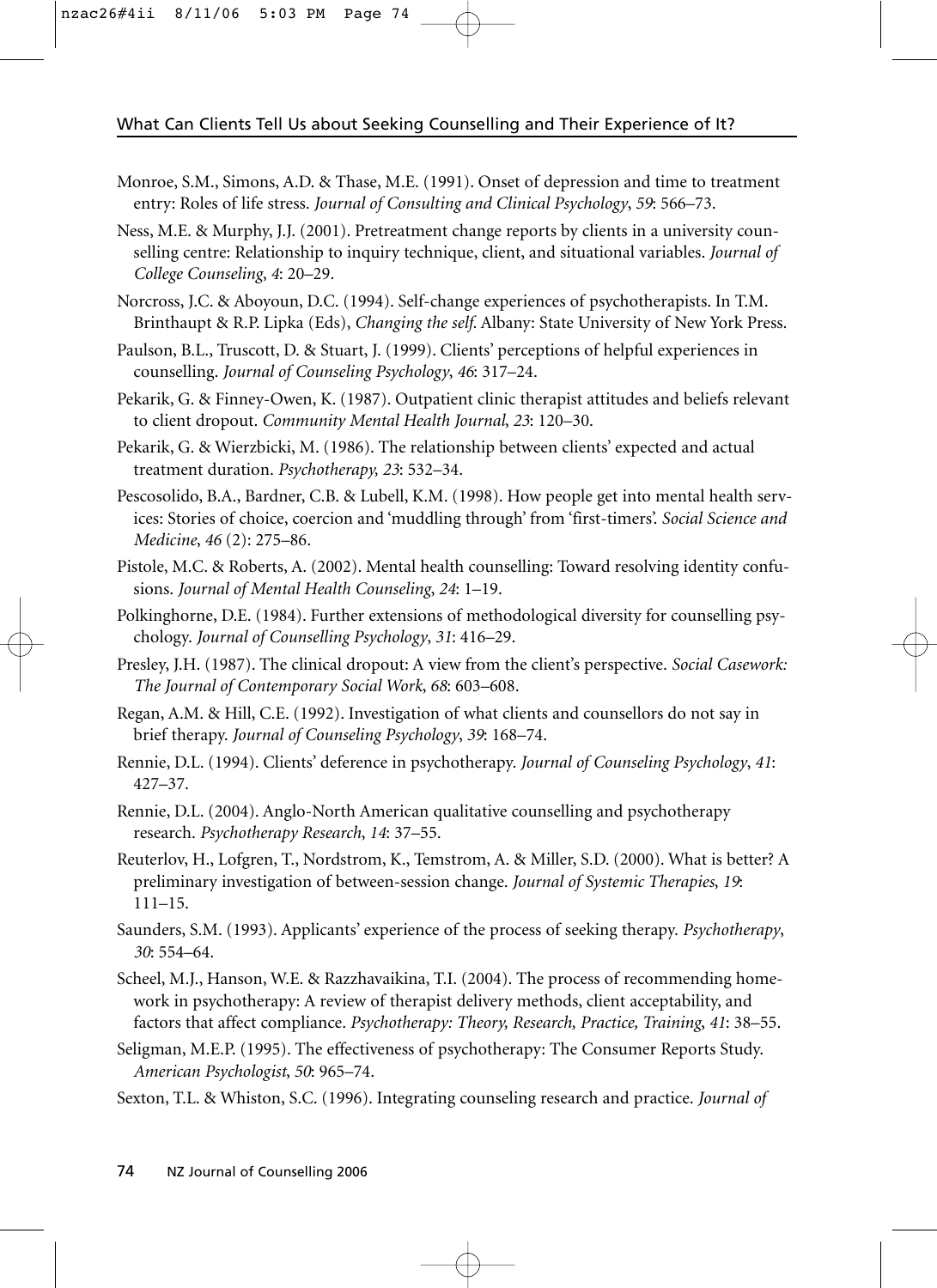Monroe, S.M., Simons, A.D. & Thase, M.E. (1991). Onset of depression and time to treatment entry: Roles of life stress. *Journal of Consulting and Clinical Psychology*, *59*: 566–73.

Ness, M.E. & Murphy, J.J. (2001). Pretreatment change reports by clients in a university counselling centre: Relationship to inquiry technique, client, and situational variables. *Journal of College Counseling*, *4*: 20–29.

Norcross, J.C. & Aboyoun, D.C. (1994). Self-change experiences of psychotherapists. In T.M. Brinthaupt & R.P. Lipka (Eds), *Changing the self*. Albany: State University of New York Press.

Paulson, B.L., Truscott, D. & Stuart, J. (1999). Clients' perceptions of helpful experiences in counselling. *Journal of Counseling Psychology*, *46*: 317–24.

Pekarik, G. & Finney-Owen, K. (1987). Outpatient clinic therapist attitudes and beliefs relevant to client dropout. *Community Mental Health Journal*, *23*: 120–30.

Pekarik, G. & Wierzbicki, M. (1986). The relationship between clients' expected and actual treatment duration. *Psychotherapy, 23*: 532–34.

Pescosolido, B.A., Bardner, C.B. & Lubell, K.M. (1998). How people get into mental health services: Stories of choice, coercion and 'muddling through' from 'first-timers'. *Social Science and Medicine*, *46* (2): 275–86.

Pistole, M.C. & Roberts, A. (2002). Mental health counselling: Toward resolving identity confusions. *Journal of Mental Health Counseling*, *24*: 1–19.

Polkinghorne, D.E. (1984). Further extensions of methodological diversity for counselling psychology. *Journal of Counselling Psychology*, *31*: 416–29.

Presley, J.H. (1987). The clinical dropout: A view from the client's perspective. *Social Casework: The Journal of Contemporary Social Work*, *68*: 603–608.

Regan, A.M. & Hill, C.E. (1992). Investigation of what clients and counsellors do not say in brief therapy. *Journal of Counseling Psychology*, *39*: 168–74.

Rennie, D.L. (1994). Clients' deference in psychotherapy. *Journal of Counseling Psychology*, *41*: 427–37.

Rennie, D.L. (2004). Anglo-North American qualitative counselling and psychotherapy research. *Psychotherapy Research*, *14*: 37–55.

Reuterlov, H., Lofgren, T., Nordstrom, K., Temstrom, A. & Miller, S.D. (2000). What is better? A preliminary investigation of between-session change. *Journal of Systemic Therapies*, *19*: 111–15.

Saunders, S.M. (1993). Applicants' experience of the process of seeking therapy. *Psychotherapy*, *30*: 554–64.

Scheel, M.J., Hanson, W.E. & Razzhavaikina, T.I. (2004). The process of recommending homework in psychotherapy: A review of therapist delivery methods, client acceptability, and factors that affect compliance. *Psychotherapy: Theory, Research, Practice, Training*, *41*: 38–55.

Seligman, M.E.P. (1995). The effectiveness of psychotherapy: The Consumer Reports Study. *American Psychologist*, *50*: 965–74.

Sexton, T.L. & Whiston, S.C. (1996). Integrating counseling research and practice. *Journal of*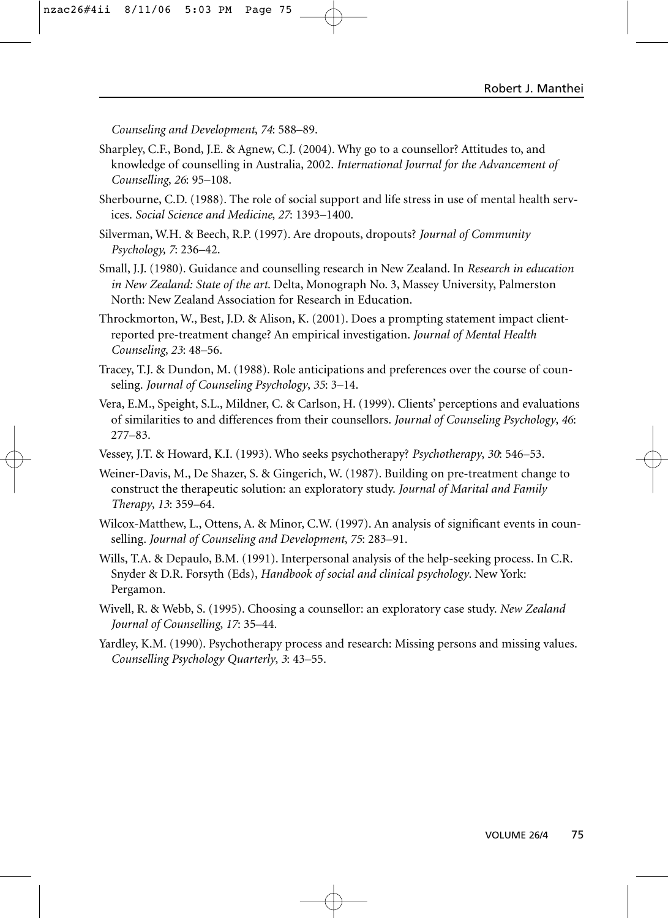*Counseling and Development*, *74*: 588–89.

Sharpley, C.F., Bond, J.E. & Agnew, C.J. (2004). Why go to a counsellor? Attitudes to, and knowledge of counselling in Australia, 2002. *International Journal for the Advancement of Counselling*, *26*: 95–108.

Sherbourne, C.D. (1988). The role of social support and life stress in use of mental health services. *Social Science and Medicine*, *27*: 1393–1400.

Silverman, W.H. & Beech, R.P. (1997). Are dropouts, dropouts? *Journal of Community Psychology, 7*: 236–42.

Small, J.J. (1980). Guidance and counselling research in New Zealand. In *Research in education in New Zealand: State of the art*. Delta, Monograph No. 3, Massey University, Palmerston North: New Zealand Association for Research in Education.

Throckmorton, W., Best, J.D. & Alison, K. (2001). Does a prompting statement impact client-reported pre-treatment change? An empirical investigation. *Journal of Mental Health Counseling*, *23*: 48–56.

Tracey, T.J. & Dundon, M. (1988). Role anticipations and preferences over the course of counseling. *Journal of Counseling Psychology*, *35*: 3–14.

Vera, E.M., Speight, S.L., Mildner, C. & Carlson, H. (1999). Clients' perceptions and evaluations of similarities to and differences from their counsellors. *Journal of Counseling Psychology*, *46*: 277–83.

Vessey, J.T. & Howard, K.I. (1993). Who seeks psychotherapy? *Psychotherapy*, *30*: 546–53.

Weiner-Davis, M., De Shazer, S. & Gingerich, W. (1987). Building on pre-treatment change to construct the therapeutic solution: an exploratory study. *Journal of Marital and Family Therapy*, *13*: 359–64.

Wilcox-Matthew, L., Ottens, A. & Minor, C.W. (1997). An analysis of significant events in counselling. *Journal of Counseling and Development*, *75*: 283–91.

Wills, T.A. & Depaulo, B.M. (1991). Interpersonal analysis of the help-seeking process. In C.R. Snyder & D.R. Forsyth (Eds), *Handbook of social and clinical psychology*. New York: Pergamon.

Wivell, R. & Webb, S. (1995). Choosing a counsellor: an exploratory case study. *New Zealand Journal of Counselling*, *17*: 35–44.

Yardley, K.M. (1990). Psychotherapy process and research: Missing persons and missing values. *Counselling Psychology Quarterly*, *3*: 43–55.